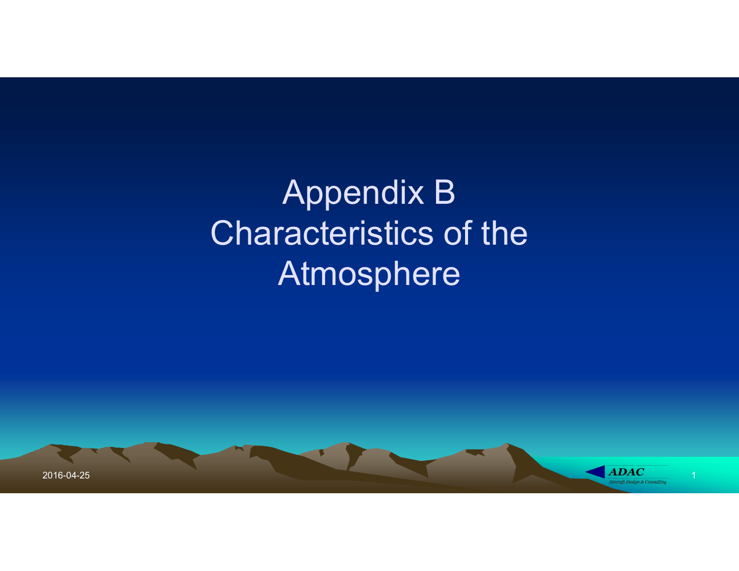# Appendix B
# Characteristics of the Atmosphere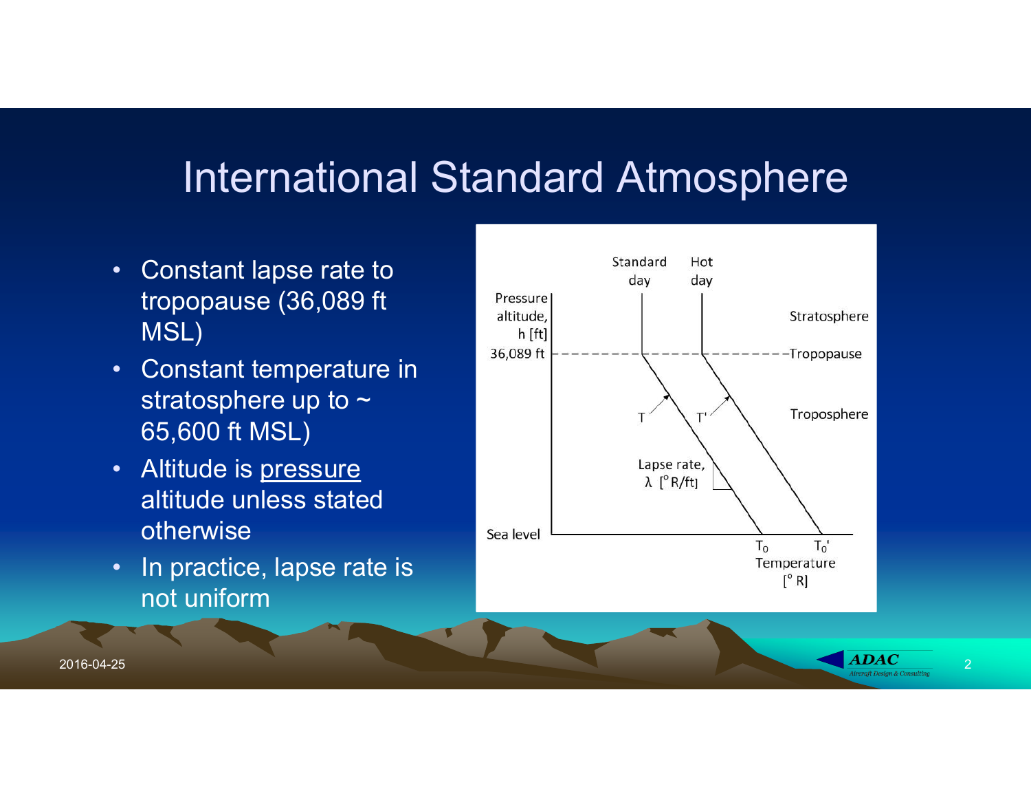# International Standard Atmosphere

- Constant lapse rate to tropopause (36,089 ft MSL)
- Constant temperature in stratosphere up to ~ 65,600 ft MSL)
- Altitude is pressure altitude unless stated otherwise
- In practice, lapse rate is not uniform

Standard day | Hot day

Pressure altitude, h [ft]

36,089 ft — Tropopause

Stratosphere

Troposphere

$T$ $T'$

Lapse rate, $\lambda$ [°R/ft]

Sea level

$T_0$ $T_0'$

Temperature [° R]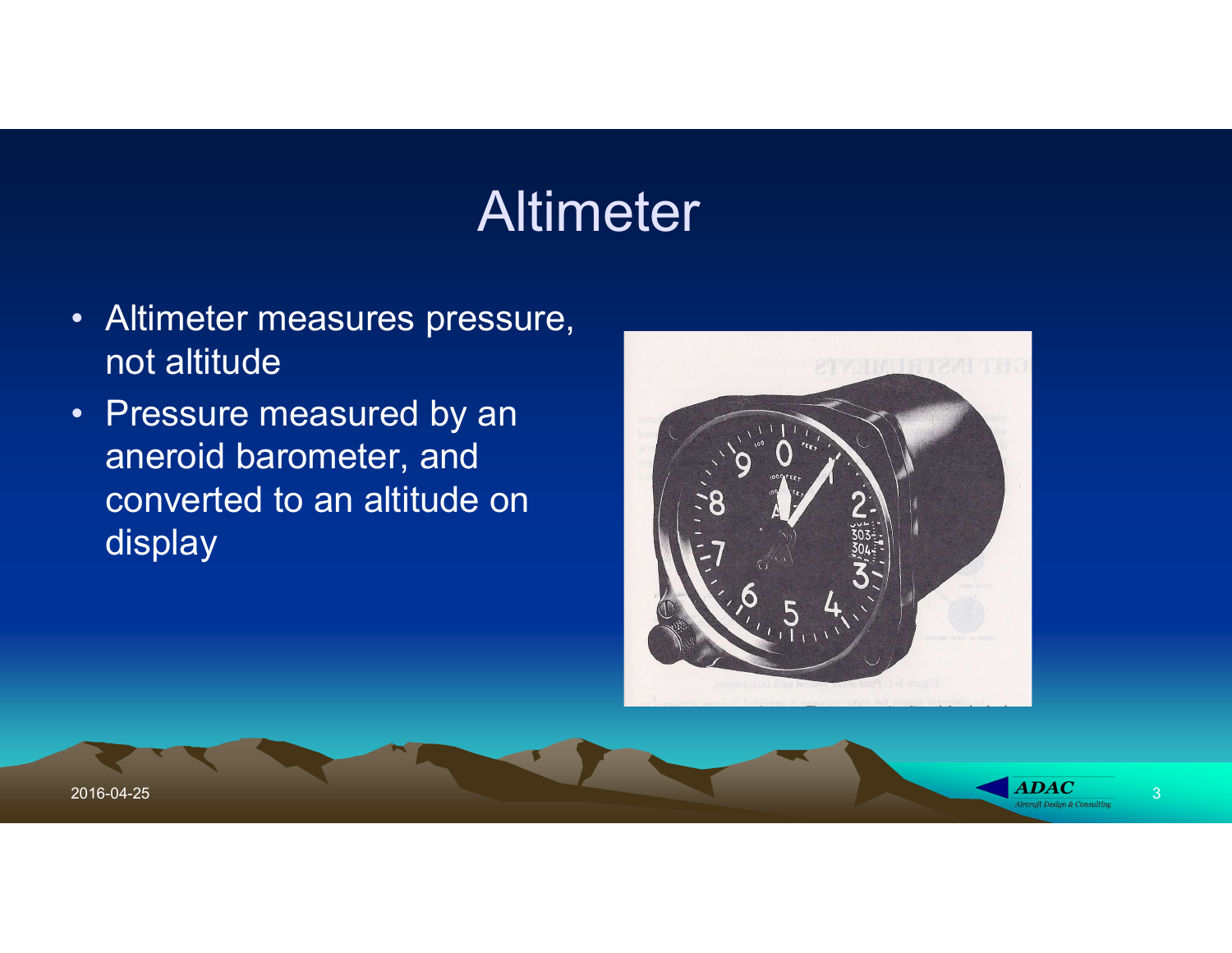# Altimeter

- Altimeter measures pressure, not altitude
- Pressure measured by an aneroid barometer, and converted to an altitude on display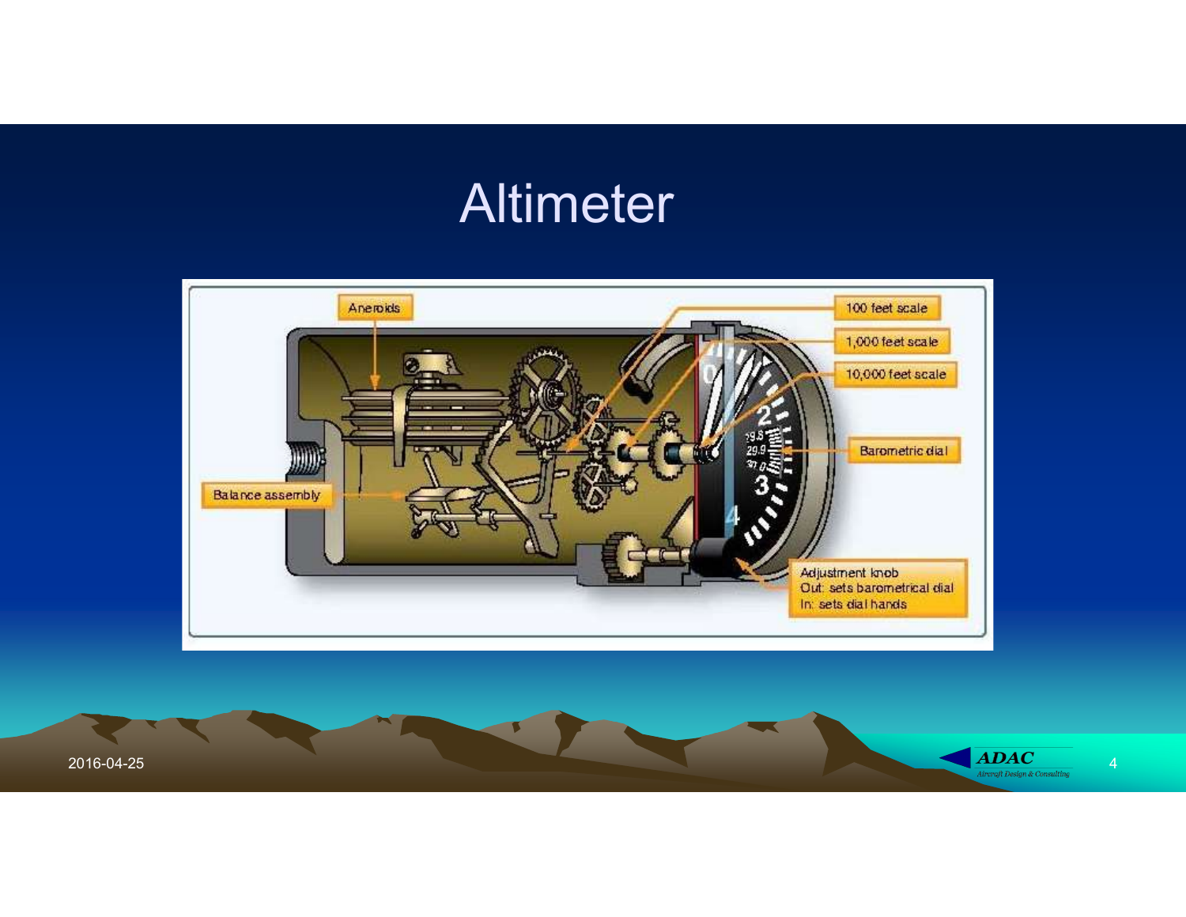# Altimeter

Aneroids

100 feet scale

1,000 feet scale

10,000 feet scale

Barometric dial

Balance assembly

Adjustment knob
Out: sets barometrical dial
In: sets dial hands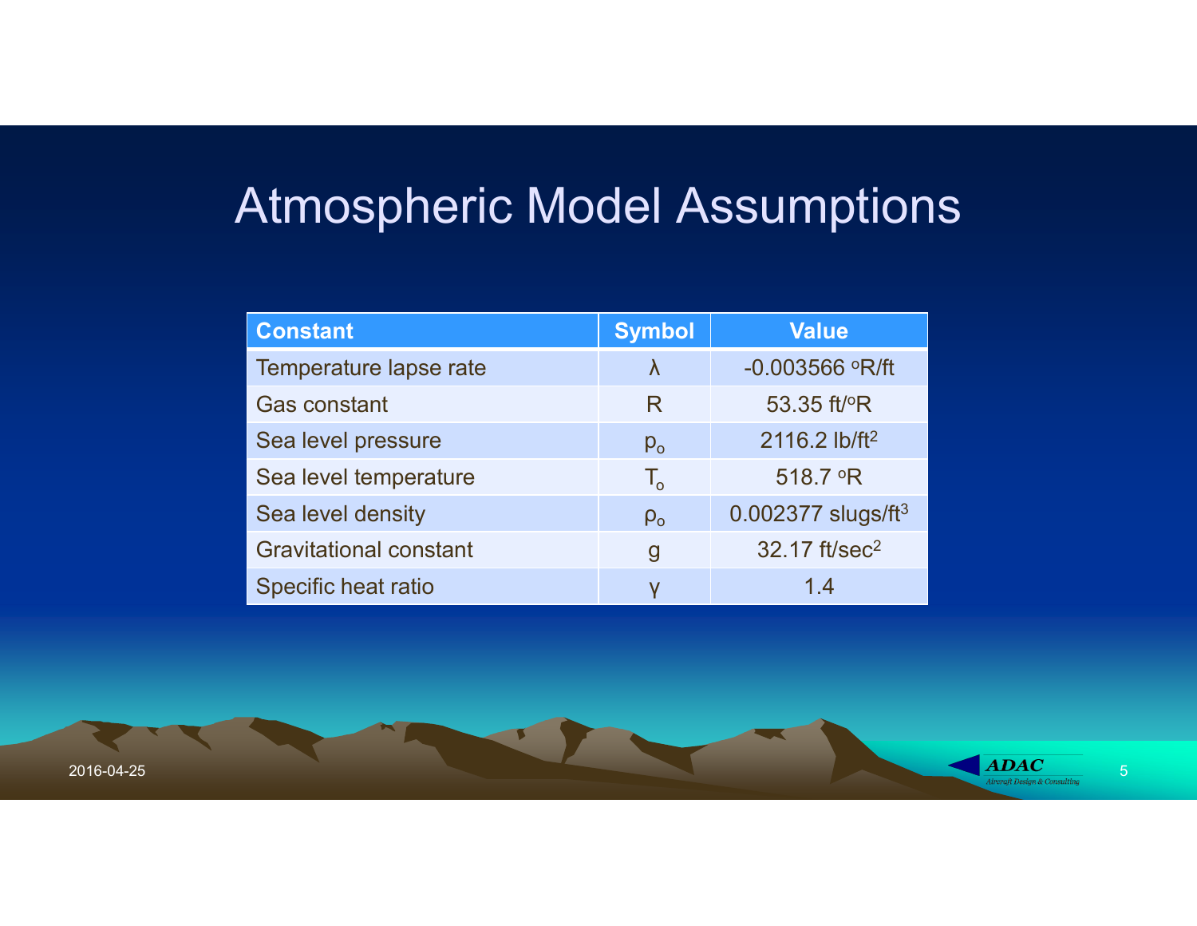# Atmospheric Model Assumptions

| Constant | Symbol | Value |
|---|---|---|
| Temperature lapse rate | $\lambda$ | -0.003566 $^o$R/ft |
| Gas constant | $R$ | 53.35 ft/$^o$R |
| Sea level pressure | $p_o$ | 2116.2 lb/ft$^2$ |
| Sea level temperature | $T_o$ | 518.7 $^o$R |
| Sea level density | $\rho_o$ | 0.002377 slugs/ft$^3$ |
| Gravitational constant | $g$ | 32.17 ft/sec$^2$ |
| Specific heat ratio | $\gamma$ | 1.4 |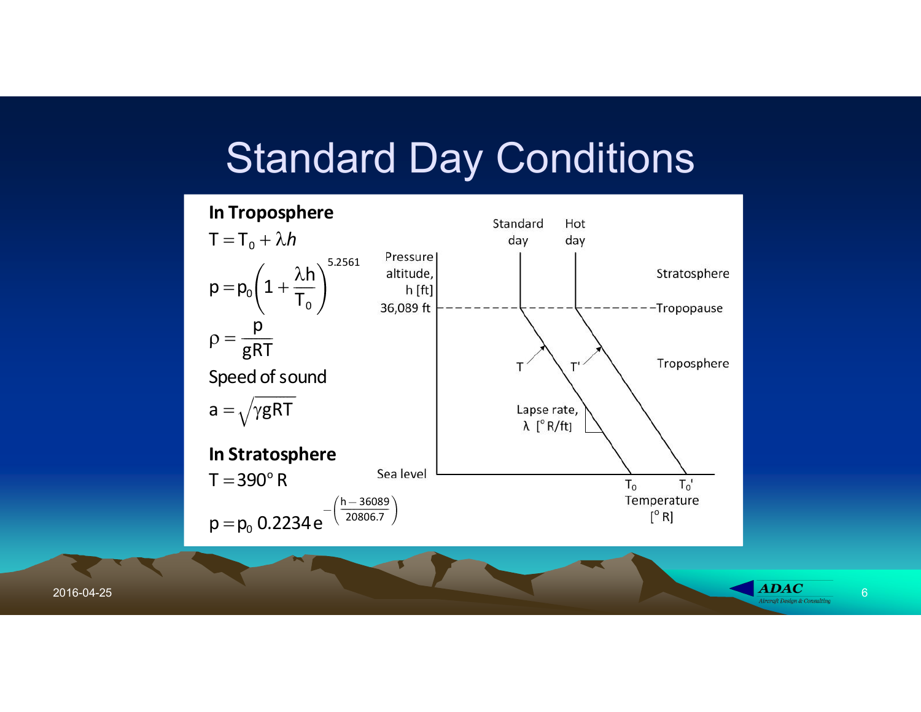# Standard Day Conditions

**In Troposphere**

$$T = T_0 + \lambda h$$

$$p = p_0 \left(1 + \frac{\lambda h}{T_0}\right)^{5.2561}$$

$$\rho = \frac{p}{gRT}$$

Speed of sound

$$a = \sqrt{\gamma g R T}$$

**In Stratosphere**

$$T = 390^\circ R$$

$$p = p_0\, 0.2234\, e^{-\left(\frac{h - 36089}{20806.7}\right)}$$

Standard day

Hot day

Pressure altitude, h [ft]

36,089 ft

Stratosphere

Tropopause

Troposphere

T

T'

Lapse rate, $\lambda$ [° R/ft]

Sea level

$T_0$

$T_0'$

Temperature [° R]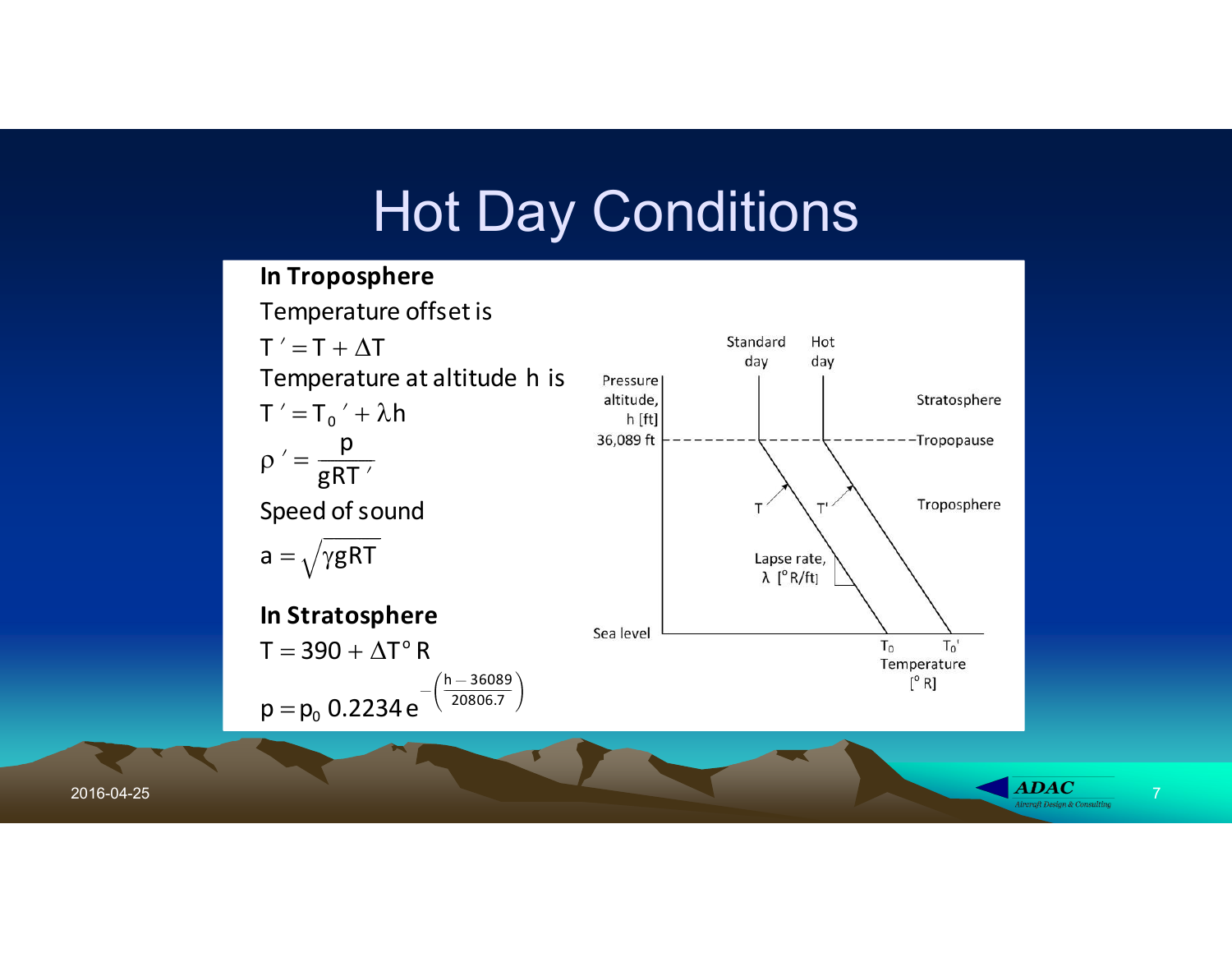# Hot Day Conditions

**In Troposphere**

Temperature offset is

$$T' = T + \Delta T$$

Temperature at altitude h is

$$T' = T_0' + \lambda h$$

$$\rho' = \frac{p}{gRT'}$$

Speed of sound

$$a = \sqrt{\gamma g R T}$$

**In Stratosphere**

$$T = 390 + \Delta T \,°R$$

$$p = p_0 \, 0.2234 \, e^{-\left(\frac{h - 36089}{20806.7}\right)}$$

Standard day | Hot day | Pressure altitude, h [ft] | 36,089 ft | Stratosphere | Tropopause | Troposphere | T | T' | Lapse rate, λ [°R/ft] | Sea level | $T_0$ | $T_0'$ | Temperature [°R]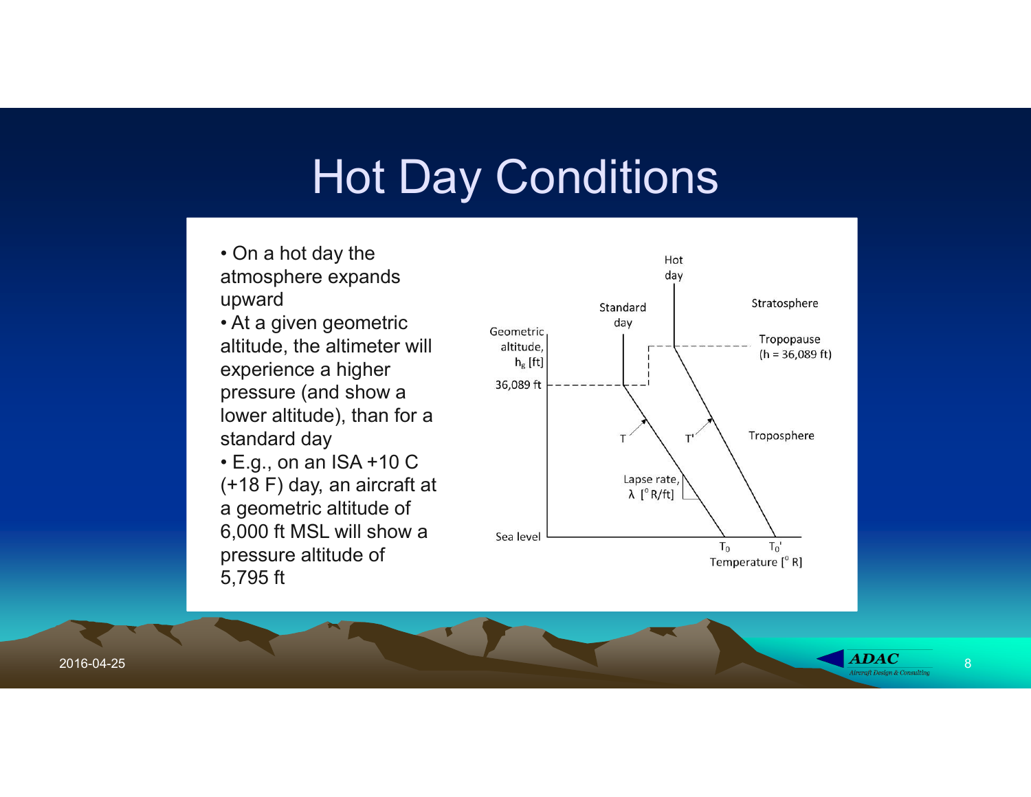# Hot Day Conditions

- On a hot day the atmosphere expands upward
- At a given geometric altitude, the altimeter will experience a higher pressure (and show a lower altitude), than for a standard day
- E.g., on an ISA +10 C (+18 F) day, an aircraft at a geometric altitude of 6,000 ft MSL will show a pressure altitude of 5,795 ft

Hot day

Standard day

Stratosphere

Geometric altitude, $h_g$ [ft]

Tropopause (h = 36,089 ft)

36,089 ft

T

T'

Troposphere

Lapse rate, $\lambda$ [° R/ft]

Sea level

$T_0$

$T_0'$

Temperature [° R]